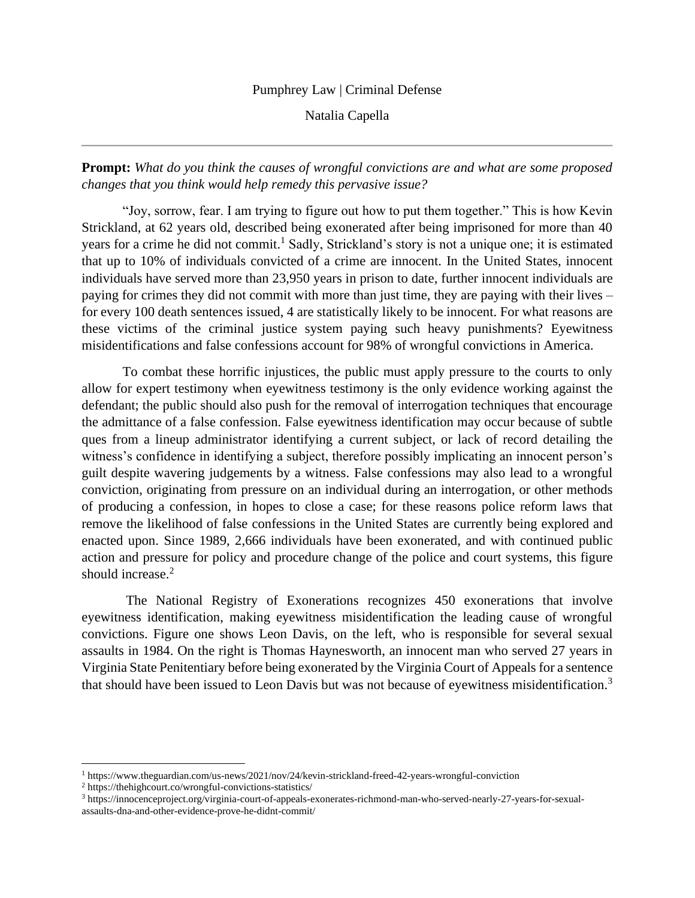Pumphrey Law | Criminal Defense

Natalia Capella

---

**Prompt:** *What do you think the causes of wrongful convictions are and what are some proposed changes that you think would help remedy this pervasive issue?*

"Joy, sorrow, fear. I am trying to figure out how to put them together." This is how Kevin Strickland, at 62 years old, described being exonerated after being imprisoned for more than 40 years for a crime he did not commit.[1] Sadly, Strickland's story is not a unique one; it is estimated that up to 10% of individuals convicted of a crime are innocent. In the United States, innocent individuals have served more than 23,950 years in prison to date, further innocent individuals are paying for crimes they did not commit with more than just time, they are paying with their lives – for every 100 death sentences issued, 4 are statistically likely to be innocent. For what reasons are these victims of the criminal justice system paying such heavy punishments? Eyewitness misidentifications and false confessions account for 98% of wrongful convictions in America.

To combat these horrific injustices, the public must apply pressure to the courts to only allow for expert testimony when eyewitness testimony is the only evidence working against the defendant; the public should also push for the removal of interrogation techniques that encourage the admittance of a false confession. False eyewitness identification may occur because of subtle ques from a lineup administrator identifying a current subject, or lack of record detailing the witness's confidence in identifying a subject, therefore possibly implicating an innocent person's guilt despite wavering judgements by a witness. False confessions may also lead to a wrongful conviction, originating from pressure on an individual during an interrogation, or other methods of producing a confession, in hopes to close a case; for these reasons police reform laws that remove the likelihood of false confessions in the United States are currently being explored and enacted upon. Since 1989, 2,666 individuals have been exonerated, and with continued public action and pressure for policy and procedure change of the police and court systems, this figure should increase.[2]

The National Registry of Exonerations recognizes 450 exonerations that involve eyewitness identification, making eyewitness misidentification the leading cause of wrongful convictions. Figure one shows Leon Davis, on the left, who is responsible for several sexual assaults in 1984. On the right is Thomas Haynesworth, an innocent man who served 27 years in Virginia State Penitentiary before being exonerated by the Virginia Court of Appeals for a sentence that should have been issued to Leon Davis but was not because of eyewitness misidentification.[3]

---

[1] https://www.theguardian.com/us-news/2021/nov/24/kevin-strickland-freed-42-years-wrongful-conviction

[2] https://thehighcourt.co/wrongful-convictions-statistics/

[3] https://innocenceproject.org/virginia-court-of-appeals-exonerates-richmond-man-who-served-nearly-27-years-for-sexual-assaults-dna-and-other-evidence-prove-he-didnt-commit/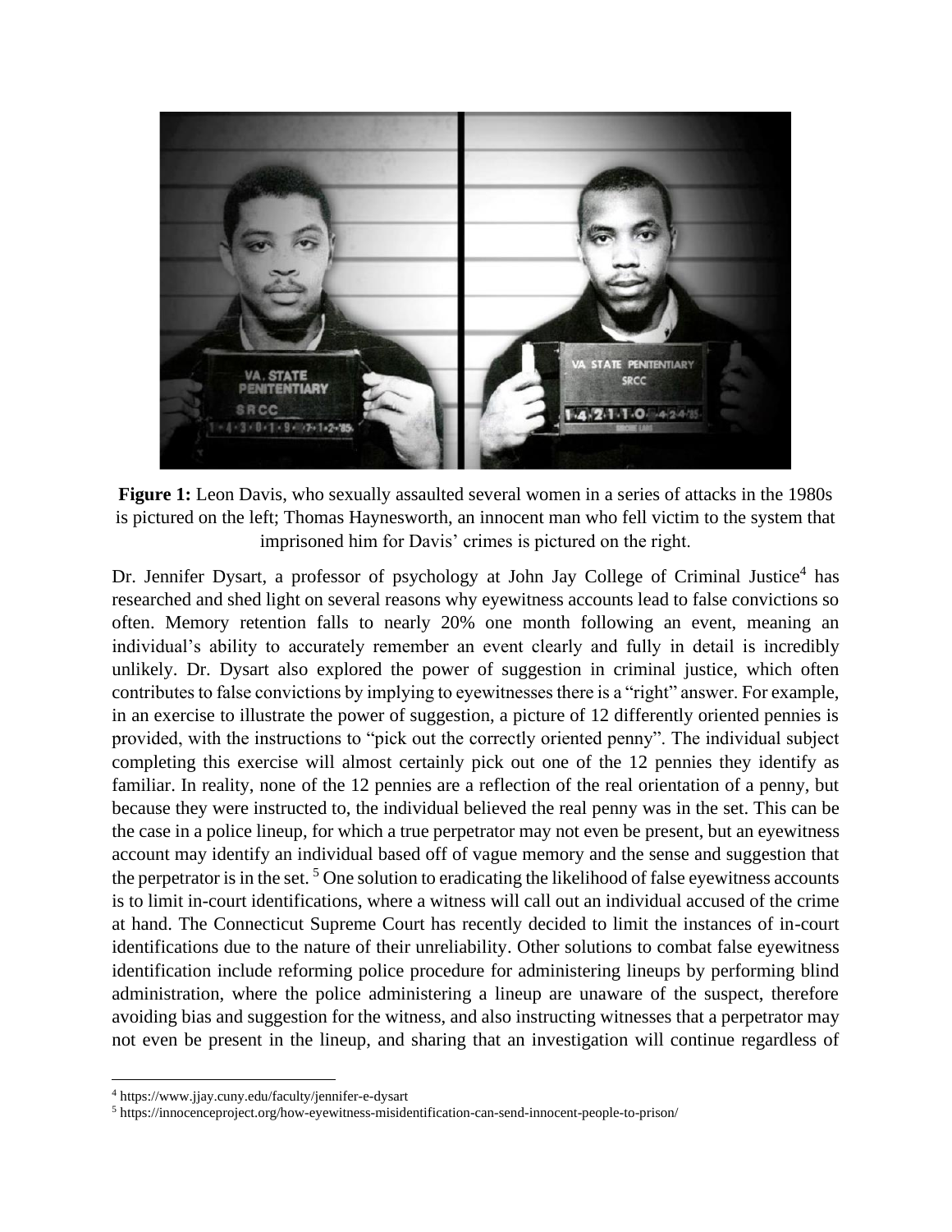**Figure 1:** Leon Davis, who sexually assaulted several women in a series of attacks in the 1980s is pictured on the left; Thomas Haynesworth, an innocent man who fell victim to the system that imprisoned him for Davis' crimes is pictured on the right.

Dr. Jennifer Dysart, a professor of psychology at John Jay College of Criminal Justice[4] has researched and shed light on several reasons why eyewitness accounts lead to false convictions so often. Memory retention falls to nearly 20% one month following an event, meaning an individual's ability to accurately remember an event clearly and fully in detail is incredibly unlikely. Dr. Dysart also explored the power of suggestion in criminal justice, which often contributes to false convictions by implying to eyewitnesses there is a "right" answer. For example, in an exercise to illustrate the power of suggestion, a picture of 12 differently oriented pennies is provided, with the instructions to "pick out the correctly oriented penny". The individual subject completing this exercise will almost certainly pick out one of the 12 pennies they identify as familiar. In reality, none of the 12 pennies are a reflection of the real orientation of a penny, but because they were instructed to, the individual believed the real penny was in the set. This can be the case in a police lineup, for which a true perpetrator may not even be present, but an eyewitness account may identify an individual based off of vague memory and the sense and suggestion that the perpetrator is in the set. [5] One solution to eradicating the likelihood of false eyewitness accounts is to limit in-court identifications, where a witness will call out an individual accused of the crime at hand. The Connecticut Supreme Court has recently decided to limit the instances of in-court identifications due to the nature of their unreliability. Other solutions to combat false eyewitness identification include reforming police procedure for administering lineups by performing blind administration, where the police administering a lineup are unaware of the suspect, therefore avoiding bias and suggestion for the witness, and also instructing witnesses that a perpetrator may not even be present in the lineup, and sharing that an investigation will continue regardless of

---

[4] https://www.jjay.cuny.edu/faculty/jennifer-e-dysart

[5] https://innocenceproject.org/how-eyewitness-misidentification-can-send-innocent-people-to-prison/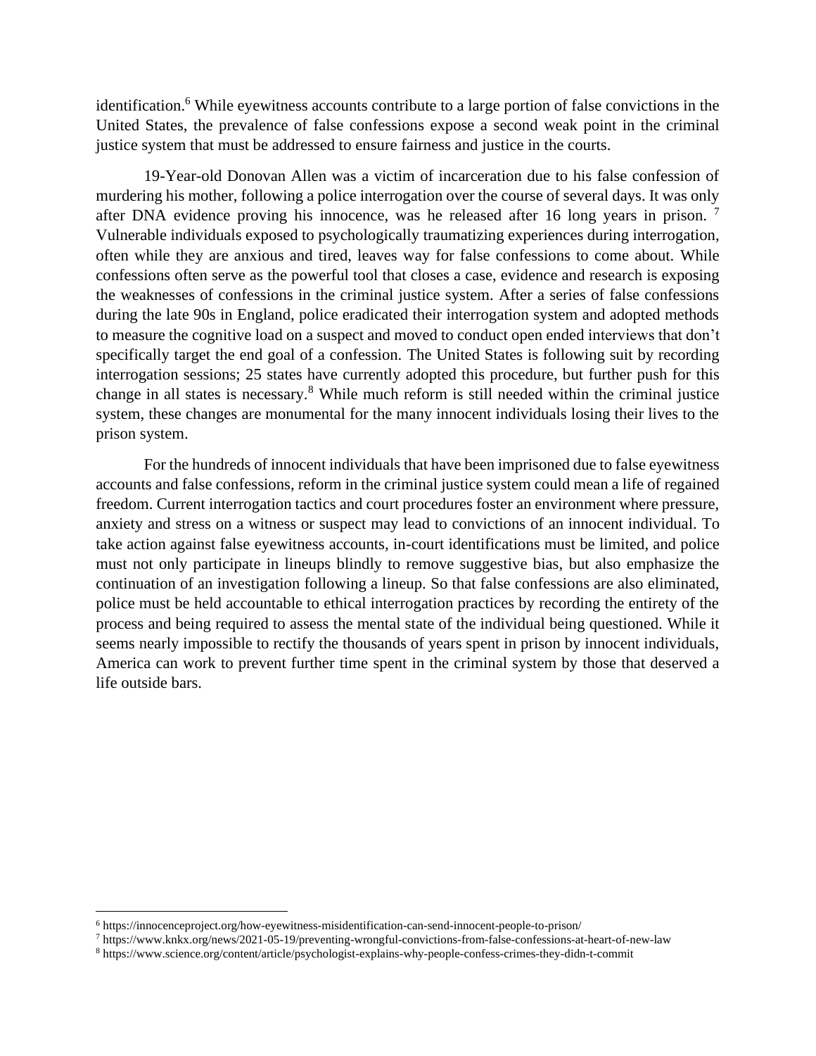identification.[6] While eyewitness accounts contribute to a large portion of false convictions in the United States, the prevalence of false confessions expose a second weak point in the criminal justice system that must be addressed to ensure fairness and justice in the courts.

19-Year-old Donovan Allen was a victim of incarceration due to his false confession of murdering his mother, following a police interrogation over the course of several days. It was only after DNA evidence proving his innocence, was he released after 16 long years in prison. [7] Vulnerable individuals exposed to psychologically traumatizing experiences during interrogation, often while they are anxious and tired, leaves way for false confessions to come about. While confessions often serve as the powerful tool that closes a case, evidence and research is exposing the weaknesses of confessions in the criminal justice system. After a series of false confessions during the late 90s in England, police eradicated their interrogation system and adopted methods to measure the cognitive load on a suspect and moved to conduct open ended interviews that don't specifically target the end goal of a confession. The United States is following suit by recording interrogation sessions; 25 states have currently adopted this procedure, but further push for this change in all states is necessary.[8] While much reform is still needed within the criminal justice system, these changes are monumental for the many innocent individuals losing their lives to the prison system.

For the hundreds of innocent individuals that have been imprisoned due to false eyewitness accounts and false confessions, reform in the criminal justice system could mean a life of regained freedom. Current interrogation tactics and court procedures foster an environment where pressure, anxiety and stress on a witness or suspect may lead to convictions of an innocent individual. To take action against false eyewitness accounts, in-court identifications must be limited, and police must not only participate in lineups blindly to remove suggestive bias, but also emphasize the continuation of an investigation following a lineup. So that false confessions are also eliminated, police must be held accountable to ethical interrogation practices by recording the entirety of the process and being required to assess the mental state of the individual being questioned. While it seems nearly impossible to rectify the thousands of years spent in prison by innocent individuals, America can work to prevent further time spent in the criminal system by those that deserved a life outside bars.

---

[6] https://innocenceproject.org/how-eyewitness-misidentification-can-send-innocent-people-to-prison/

[7] https://www.knkx.org/news/2021-05-19/preventing-wrongful-convictions-from-false-confessions-at-heart-of-new-law

[8] https://www.science.org/content/article/psychologist-explains-why-people-confess-crimes-they-didn-t-commit